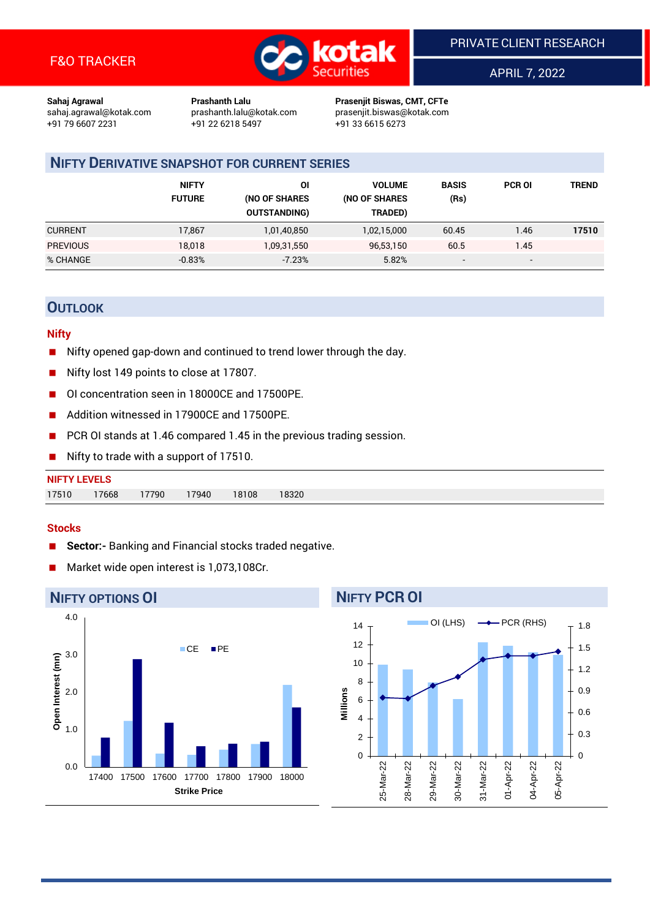F&O TRACKER

PRIVATE CLIENT RESEARCH

APRIL 7, 2022

| Sahaj Agrawal | Prashanth Lalu | Prasenjit Biswas, CMT, CFTe |
|---|---|---|
| sahaj.agrawal@kotak.com | prashanth.lalu@kotak.com | prasenjit.biswas@kotak.com |
| +91 79 6607 2231 | +91 22 6218 5497 | +91 33 6615 6273 |

## NIFTY DERIVATIVE SNAPSHOT FOR CURRENT SERIES

| | NIFTY FUTURE | OI (NO OF SHARES OUTSTANDING) | VOLUME (NO OF SHARES TRADED) | BASIS (Rs) | PCR OI | TREND |
|---|---|---|---|---|---|---|
| CURRENT | 17,867 | 1,01,40,850 | 1,02,15,000 | 60.45 | 1.46 | **17510** |
| PREVIOUS | 18,018 | 1,09,31,550 | 96,53,150 | 60.5 | 1.45 | |
| % CHANGE | -0.83% | -7.23% | 5.82% | - | - | |

## OUTLOOK

### Nifty

- Nifty opened gap-down and continued to trend lower through the day.
- Nifty lost 149 points to close at 17807.
- OI concentration seen in 18000CE and 17500PE.
- Addition witnessed in 17900CE and 17500PE.
- PCR OI stands at 1.46 compared 1.45 in the previous trading session.
- Nifty to trade with a support of 17510.

**NIFTY LEVELS**

| 17510 | 17668 | 17790 | 17940 | 18108 | 18320 |
|---|---|---|---|---|---|

### Stocks

- **Sector:-** Banking and Financial stocks traded negative.
- Market wide open interest is 1,073,108Cr.

## NIFTY OPTIONS OI

## NIFTY PCR OI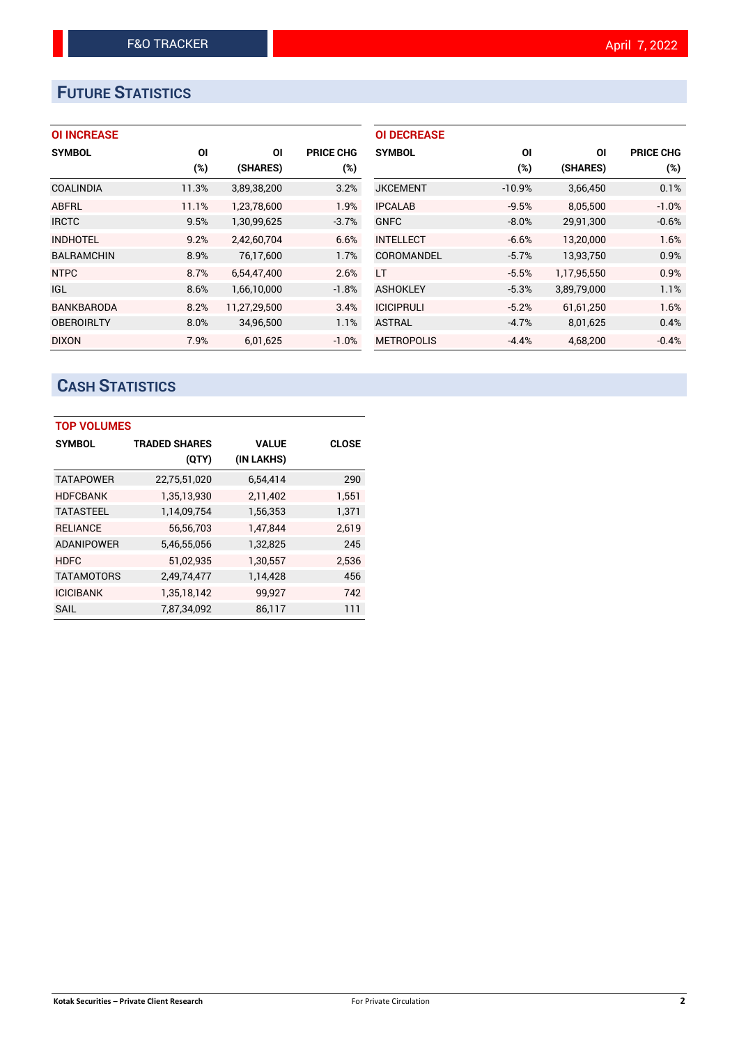## FUTURE STATISTICS

### OI INCREASE

| SYMBOL | OI (%) | OI (SHARES) | PRICE CHG (%) |
|---|---|---|---|
| COALINDIA | 11.3% | 3,89,38,200 | 3.2% |
| ABFRL | 11.1% | 1,23,78,600 | 1.9% |
| IRCTC | 9.5% | 1,30,99,625 | -3.7% |
| INDHOTEL | 9.2% | 2,42,60,704 | 6.6% |
| BALRAMCHIN | 8.9% | 76,17,600 | 1.7% |
| NTPC | 8.7% | 6,54,47,400 | 2.6% |
| IGL | 8.6% | 1,66,10,000 | -1.8% |
| BANKBARODA | 8.2% | 11,27,29,500 | 3.4% |
| OBEROIRLTY | 8.0% | 34,96,500 | 1.1% |
| DIXON | 7.9% | 6,01,625 | -1.0% |

### OI DECREASE

| SYMBOL | OI (%) | OI (SHARES) | PRICE CHG (%) |
|---|---|---|---|
| JKCEMENT | -10.9% | 3,66,450 | 0.1% |
| IPCALAB | -9.5% | 8,05,500 | -1.0% |
| GNFC | -8.0% | 29,91,300 | -0.6% |
| INTELLECT | -6.6% | 13,20,000 | 1.6% |
| COROMANDEL | -5.7% | 13,93,750 | 0.9% |
| LT | -5.5% | 1,17,95,550 | 0.9% |
| ASHOKLEY | -5.3% | 3,89,79,000 | 1.1% |
| ICICIPRULI | -5.2% | 61,61,250 | 1.6% |
| ASTRAL | -4.7% | 8,01,625 | 0.4% |
| METROPOLIS | -4.4% | 4,68,200 | -0.4% |

## CASH STATISTICS

### TOP VOLUMES

| SYMBOL | TRADED SHARES (QTY) | VALUE (IN LAKHS) | CLOSE |
|---|---|---|---|
| TATAPOWER | 22,75,51,020 | 6,54,414 | 290 |
| HDFCBANK | 1,35,13,930 | 2,11,402 | 1,551 |
| TATASTEEL | 1,14,09,754 | 1,56,353 | 1,371 |
| RELIANCE | 56,56,703 | 1,47,844 | 2,619 |
| ADANIPOWER | 5,46,55,056 | 1,32,825 | 245 |
| HDFC | 51,02,935 | 1,30,557 | 2,536 |
| TATAMOTORS | 2,49,74,477 | 1,14,428 | 456 |
| ICICIBANK | 1,35,18,142 | 99,927 | 742 |
| SAIL | 7,87,34,092 | 86,117 | 111 |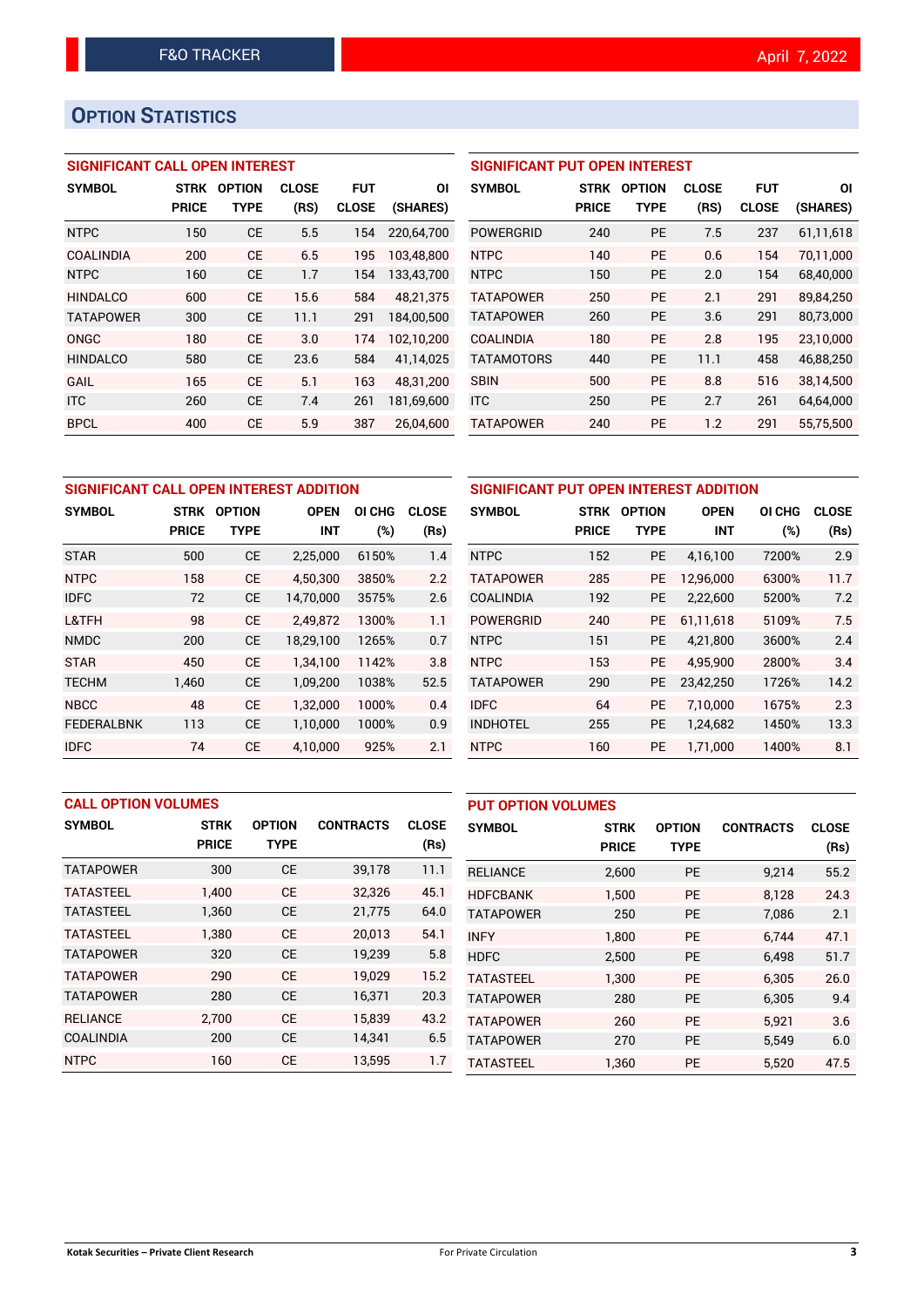## OPTION STATISTICS

### SIGNIFICANT CALL OPEN INTEREST

| SYMBOL | STRK PRICE | OPTION TYPE | CLOSE (RS) | FUT CLOSE | OI (SHARES) |
|---|---|---|---|---|---|
| NTPC | 150 | CE | 5.5 | 154 | 220,64,700 |
| COALINDIA | 200 | CE | 6.5 | 195 | 103,48,800 |
| NTPC | 160 | CE | 1.7 | 154 | 133,43,700 |
| HINDALCO | 600 | CE | 15.6 | 584 | 48,21,375 |
| TATAPOWER | 300 | CE | 11.1 | 291 | 184,00,500 |
| ONGC | 180 | CE | 3.0 | 174 | 102,10,200 |
| HINDALCO | 580 | CE | 23.6 | 584 | 41,14,025 |
| GAIL | 165 | CE | 5.1 | 163 | 48,31,200 |
| ITC | 260 | CE | 7.4 | 261 | 181,69,600 |
| BPCL | 400 | CE | 5.9 | 387 | 26,04,600 |

### SIGNIFICANT PUT OPEN INTEREST

| SYMBOL | STRK PRICE | OPTION TYPE | CLOSE (RS) | FUT CLOSE | OI (SHARES) |
|---|---|---|---|---|---|
| POWERGRID | 240 | PE | 7.5 | 237 | 61,11,618 |
| NTPC | 140 | PE | 0.6 | 154 | 70,11,000 |
| NTPC | 150 | PE | 2.0 | 154 | 68,40,000 |
| TATAPOWER | 250 | PE | 2.1 | 291 | 89,84,250 |
| TATAPOWER | 260 | PE | 3.6 | 291 | 80,73,000 |
| COALINDIA | 180 | PE | 2.8 | 195 | 23,10,000 |
| TATAMOTORS | 440 | PE | 11.1 | 458 | 46,88,250 |
| SBIN | 500 | PE | 8.8 | 516 | 38,14,500 |
| ITC | 250 | PE | 2.7 | 261 | 64,64,000 |
| TATAPOWER | 240 | PE | 1.2 | 291 | 55,75,500 |

### SIGNIFICANT CALL OPEN INTEREST ADDITION

| SYMBOL | STRK PRICE | OPTION TYPE | OPEN INT | OI CHG (%) | CLOSE (Rs) |
|---|---|---|---|---|---|
| STAR | 500 | CE | 2,25,000 | 6150% | 1.4 |
| NTPC | 158 | CE | 4,50,300 | 3850% | 2.2 |
| IDFC | 72 | CE | 14,70,000 | 3575% | 2.6 |
| L&TFH | 98 | CE | 2,49,872 | 1300% | 1.1 |
| NMDC | 200 | CE | 18,29,100 | 1265% | 0.7 |
| STAR | 450 | CE | 1,34,100 | 1142% | 3.8 |
| TECHM | 1,460 | CE | 1,09,200 | 1038% | 52.5 |
| NBCC | 48 | CE | 1,32,000 | 1000% | 0.4 |
| FEDERALBNK | 113 | CE | 1,10,000 | 1000% | 0.9 |
| IDFC | 74 | CE | 4,10,000 | 925% | 2.1 |

### SIGNIFICANT PUT OPEN INTEREST ADDITION

| SYMBOL | STRK PRICE | OPTION TYPE | OPEN INT | OI CHG (%) | CLOSE (Rs) |
|---|---|---|---|---|---|
| NTPC | 152 | PE | 4,16,100 | 7200% | 2.9 |
| TATAPOWER | 285 | PE | 12,96,000 | 6300% | 11.7 |
| COALINDIA | 192 | PE | 2,22,600 | 5200% | 7.2 |
| POWERGRID | 240 | PE | 61,11,618 | 5109% | 7.5 |
| NTPC | 151 | PE | 4,21,800 | 3600% | 2.4 |
| NTPC | 153 | PE | 4,95,900 | 2800% | 3.4 |
| TATAPOWER | 290 | PE | 23,42,250 | 1726% | 14.2 |
| IDFC | 64 | PE | 7,10,000 | 1675% | 2.3 |
| INDHOTEL | 255 | PE | 1,24,682 | 1450% | 13.3 |
| NTPC | 160 | PE | 1,71,000 | 1400% | 8.1 |

### CALL OPTION VOLUMES

| SYMBOL | STRK PRICE | OPTION TYPE | CONTRACTS | CLOSE (Rs) |
|---|---|---|---|---|
| TATAPOWER | 300 | CE | 39,178 | 11.1 |
| TATASTEEL | 1,400 | CE | 32,326 | 45.1 |
| TATASTEEL | 1,360 | CE | 21,775 | 64.0 |
| TATASTEEL | 1,380 | CE | 20,013 | 54.1 |
| TATAPOWER | 320 | CE | 19,239 | 5.8 |
| TATAPOWER | 290 | CE | 19,029 | 15.2 |
| TATAPOWER | 280 | CE | 16,371 | 20.3 |
| RELIANCE | 2,700 | CE | 15,839 | 43.2 |
| COALINDIA | 200 | CE | 14,341 | 6.5 |
| NTPC | 160 | CE | 13,595 | 1.7 |

### PUT OPTION VOLUMES

| SYMBOL | STRK PRICE | OPTION TYPE | CONTRACTS | CLOSE (Rs) |
|---|---|---|---|---|
| RELIANCE | 2,600 | PE | 9,214 | 55.2 |
| HDFCBANK | 1,500 | PE | 8,128 | 24.3 |
| TATAPOWER | 250 | PE | 7,086 | 2.1 |
| INFY | 1,800 | PE | 6,744 | 47.1 |
| HDFC | 2,500 | PE | 6,498 | 51.7 |
| TATASTEEL | 1,300 | PE | 6,305 | 26.0 |
| TATAPOWER | 280 | PE | 6,305 | 9.4 |
| TATAPOWER | 260 | PE | 5,921 | 3.6 |
| TATAPOWER | 270 | PE | 5,549 | 6.0 |
| TATASTEEL | 1,360 | PE | 5,520 | 47.5 |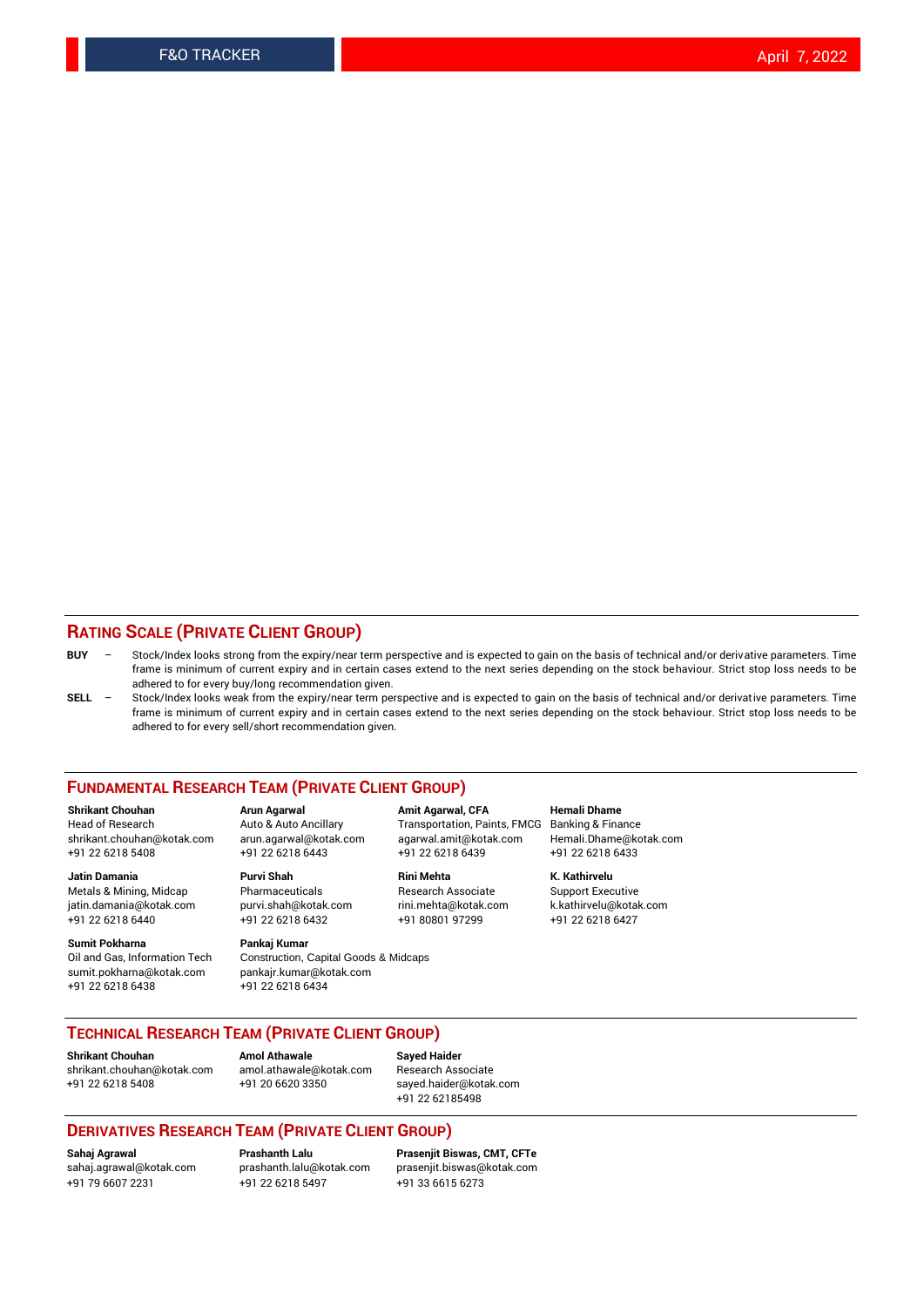## RATING SCALE (PRIVATE CLIENT GROUP)

**BUY** – Stock/Index looks strong from the expiry/near term perspective and is expected to gain on the basis of technical and/or derivative parameters. Time frame is minimum of current expiry and in certain cases extend to the next series depending on the stock behaviour. Strict stop loss needs to be adhered to for every buy/long recommendation given.

**SELL** – Stock/Index looks weak from the expiry/near term perspective and is expected to gain on the basis of technical and/or derivative parameters. Time frame is minimum of current expiry and in certain cases extend to the next series depending on the stock behaviour. Strict stop loss needs to be adhered to for every sell/short recommendation given.

## FUNDAMENTAL RESEARCH TEAM (PRIVATE CLIENT GROUP)

**Shrikant Chouhan**
Head of Research
shrikant.chouhan@kotak.com
+91 22 6218 5408

**Arun Agarwal**
Auto & Auto Ancillary
arun.agarwal@kotak.com
+91 22 6218 6443

**Amit Agarwal, CFA**
Transportation, Paints, FMCG
agarwal.amit@kotak.com
+91 22 6218 6439

**Hemali Dhame**
Banking & Finance
Hemali.Dhame@kotak.com
+91 22 6218 6433

**Jatin Damania**
Metals & Mining, Midcap
jatin.damania@kotak.com
+91 22 6218 6440

**Purvi Shah**
Pharmaceuticals
purvi.shah@kotak.com
+91 22 6218 6432

**Rini Mehta**
Research Associate
rini.mehta@kotak.com
+91 80801 97299

**K. Kathirvelu**
Support Executive
k.kathirvelu@kotak.com
+91 22 6218 6427

**Sumit Pokharna**
Oil and Gas, Information Tech
sumit.pokharna@kotak.com
+91 22 6218 6438

**Pankaj Kumar**
Construction, Capital Goods & Midcaps
pankajr.kumar@kotak.com
+91 22 6218 6434

## TECHNICAL RESEARCH TEAM (PRIVATE CLIENT GROUP)

**Shrikant Chouhan**
shrikant.chouhan@kotak.com
+91 22 6218 5408

**Amol Athawale**
amol.athawale@kotak.com
+91 20 6620 3350

**Sayed Haider**
Research Associate
sayed.haider@kotak.com
+91 22 62185498

## DERIVATIVES RESEARCH TEAM (PRIVATE CLIENT GROUP)

**Sahaj Agrawal**
sahaj.agrawal@kotak.com
+91 79 6607 2231

**Prashanth Lalu**
prashanth.lalu@kotak.com
+91 22 6218 5497

**Prasenjit Biswas, CMT, CFTe**
prasenjit.biswas@kotak.com
+91 33 6615 6273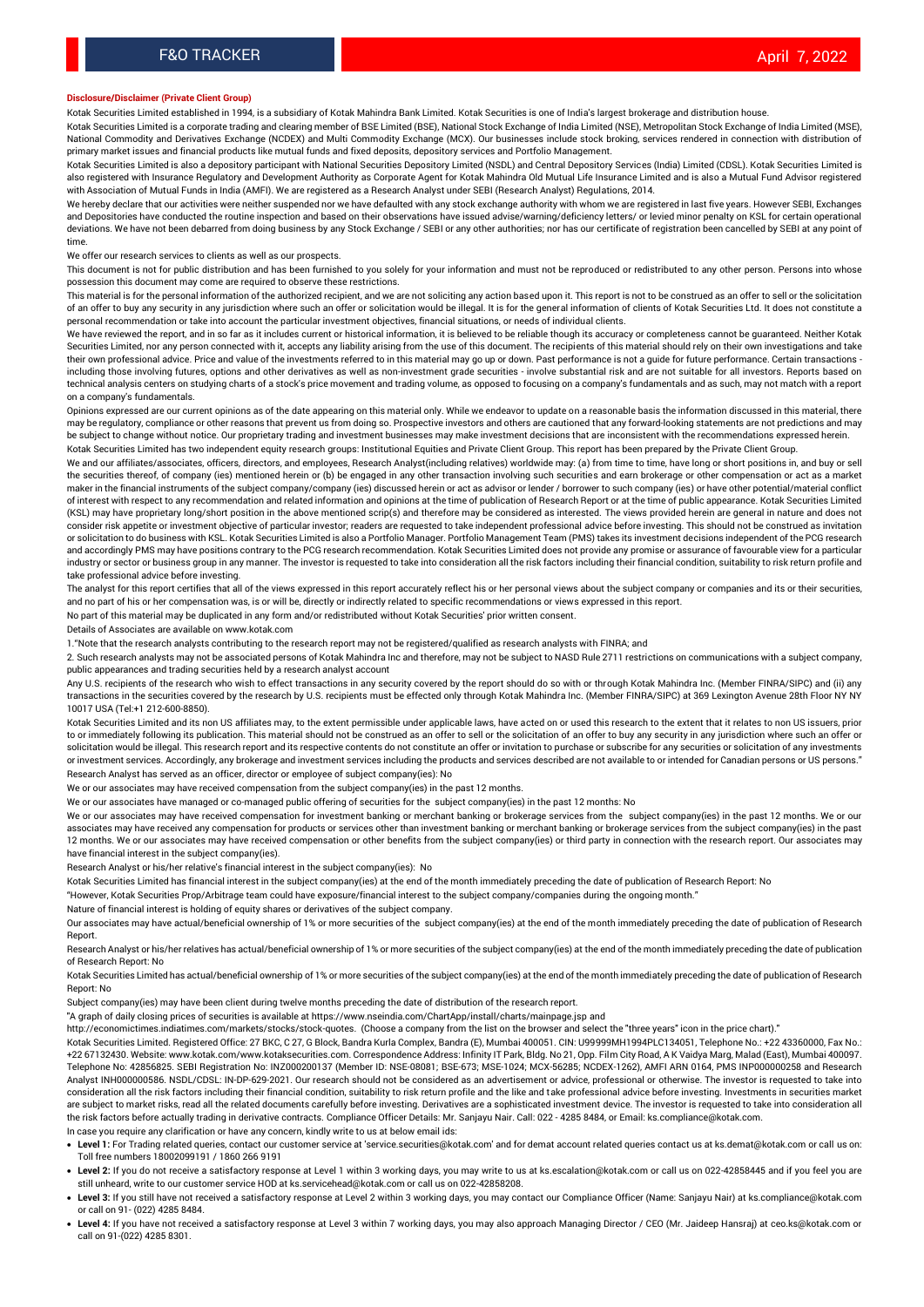**Disclosure/Disclaimer (Private Client Group)**

Kotak Securities Limited established in 1994, is a subsidiary of Kotak Mahindra Bank Limited. Kotak Securities is one of India's largest brokerage and distribution house.

Kotak Securities Limited is a corporate trading and clearing member of BSE Limited (BSE), National Stock Exchange of India Limited (NSE), Metropolitan Stock Exchange of India Limited (MSE), National Commodity and Derivatives Exchange (NCDEX) and Multi Commodity Exchange (MCX). Our businesses include stock broking, services rendered in connection with distribution of primary market issues and financial products like mutual funds and fixed deposits, depository services and Portfolio Management.

Kotak Securities Limited is also a depository participant with National Securities Depository Limited (NSDL) and Central Depository Services (India) Limited (CDSL). Kotak Securities Limited is also registered with Insurance Regulatory and Development Authority as Corporate Agent for Kotak Mahindra Old Mutual Life Insurance Limited and is also a Mutual Fund Advisor registered with Association of Mutual Funds in India (AMFI). We are registered as a Research Analyst under SEBI (Research Analyst) Regulations, 2014.

We hereby declare that our activities were neither suspended nor we have defaulted with any stock exchange authority with whom we are registered in last five years. However SEBI, Exchanges and Depositories have conducted the routine inspection and based on their observations have issued advise/warning/deficiency letters/ or levied minor penalty on KSL for certain operational deviations. We have not been debarred from doing business by any Stock Exchange / SEBI or any other authorities; nor has our certificate of registration been cancelled by SEBI at any point of time.

We offer our research services to clients as well as our prospects.

This document is not for public distribution and has been furnished to you solely for your information and must not be reproduced or redistributed to any other person. Persons into whose possession this document may come are required to observe these restrictions.

This material is for the personal information of the authorized recipient, and we are not soliciting any action based upon it. This report is not to be construed as an offer to sell or the solicitation of an offer to buy any security in any jurisdiction where such an offer or solicitation would be illegal. It is for the general information of clients of Kotak Securities Ltd. It does not constitute a personal recommendation or take into account the particular investment objectives, financial situations, or needs of individual clients.

We have reviewed the report, and in so far as it includes current or historical information, it is believed to be reliable though its accuracy or completeness cannot be guaranteed. Neither Kotak Securities Limited, nor any person connected with it, accepts any liability arising from the use of this document. The recipients of this material should rely on their own investigations and take their own professional advice. Price and value of the investments referred to in this material may go up or down. Past performance is not a guide for future performance. Certain transactions - including those involving futures, options and other derivatives as well as non-investment grade securities - involve substantial risk and are not suitable for all investors. Reports based on technical analysis centers on studying charts of a stock's price movement and trading volume, as opposed to focusing on a company's fundamentals and as such, may not match with a report on a company's fundamentals.

Opinions expressed are our current opinions as of the date appearing on this material only. While we endeavor to update on a reasonable basis the information discussed in this material, there may be regulatory, compliance or other reasons that prevent us from doing so. Prospective investors and others are cautioned that any forward-looking statements are not predictions and may be subject to change without notice. Our proprietary trading and investment businesses may make investment decisions that are inconsistent with the recommendations expressed herein.

Kotak Securities Limited has two independent equity research groups: Institutional Equities and Private Client Group. This report has been prepared by the Private Client Group.

We and our affiliates/associates, officers, directors, and employees, Research Analyst(including relatives) worldwide may: (a) from time to time, have long or short positions in, and buy or sell the securities thereof, of company (ies) mentioned herein or (b) be engaged in any other transaction involving such securities and earn brokerage or other compensation or act as a market maker in the financial instruments of the subject company/company (ies) discussed herein or act as advisor or lender / borrower to such company (ies) or have other potential/material conflict of interest with respect to any recommendation and related information and opinions at the time of publication of Research Report or at the time of public appearance. Kotak Securities Limited (KSL) may have proprietary long/short position in the above mentioned scrip(s) and therefore may be considered as interested. The views provided herein are general in nature and does not consider risk appetite or investment objective of particular investor; readers are requested to take independent professional advice before investing. This should not be construed as invitation or solicitation to do business with KSL. Kotak Securities Limited is also a Portfolio Manager. Portfolio Management Team (PMS) takes its investment decisions independent of the PCG research and accordingly PMS may have positions contrary to the PCG research recommendation. Kotak Securities Limited does not provide any promise or assurance of favourable view for a particular industry or sector or business group in any manner. The investor is requested to take into consideration all the risk factors including their financial condition, suitability to risk return profile and take professional advice before investing.

The analyst for this report certifies that all of the views expressed in this report accurately reflect his or her personal views about the subject company or companies and its or their securities, and no part of his or her compensation was, is or will be, directly or indirectly related to specific recommendations or views expressed in this report.

No part of this material may be duplicated in any form and/or redistributed without Kotak Securities' prior written consent.

Details of Associates are available on www.kotak.com

1."Note that the research analysts contributing to the research report may not be registered/qualified as research analysts with FINRA; and

2. Such research analysts may not be associated persons of Kotak Mahindra Inc and therefore, may not be subject to NASD Rule 2711 restrictions on communications with a subject company, public appearances and trading securities held by a research analyst account

Any U.S. recipients of the research who wish to effect transactions in any security covered by the report should do so with or through Kotak Mahindra Inc. (Member FINRA/SIPC) and (ii) any transactions in the securities covered by the research by U.S. recipients must be effected only through Kotak Mahindra Inc. (Member FINRA/SIPC) at 369 Lexington Avenue 28th Floor NY NY 10017 USA (Tel:+1 212-600-8850).

Kotak Securities Limited and its non US affiliates may, to the extent permissible under applicable laws, have acted on or used this research to the extent that it relates to non US issuers, prior to or immediately following its publication. This material should not be construed as an offer to sell or the solicitation of an offer to buy any security in any jurisdiction where such an offer or solicitation would be illegal. This research report and its respective contents do not constitute an offer or invitation to purchase or subscribe for any securities or solicitation of any investments or investment services. Accordingly, any brokerage and investment services including the products and services described are not available to or intended for Canadian persons or US persons."

Research Analyst has served as an officer, director or employee of subject company(ies): No

We or our associates may have received compensation from the subject company(ies) in the past 12 months.

We or our associates have managed or co-managed public offering of securities for the subject company(ies) in the past 12 months: No

We or our associates may have received compensation for investment banking or merchant banking or brokerage services from the subject company(ies) in the past 12 months. We or our associates may have received any compensation for products or services other than investment banking or merchant banking or brokerage services from the subject company(ies) in the past 12 months. We or our associates may have received compensation or other benefits from the subject company(ies) or third party in connection with the research report. Our associates may have financial interest in the subject company(ies).

Research Analyst or his/her relative's financial interest in the subject company(ies): No

Kotak Securities Limited has financial interest in the subject company(ies) at the end of the month immediately preceding the date of publication of Research Report: No

"However, Kotak Securities Prop/Arbitrage team could have exposure/financial interest to the subject company/companies during the ongoing month."

Nature of financial interest is holding of equity shares or derivatives of the subject company.

Our associates may have actual/beneficial ownership of 1% or more securities of the subject company(ies) at the end of the month immediately preceding the date of publication of Research Report.

Research Analyst or his/her relatives has actual/beneficial ownership of 1% or more securities of the subject company(ies) at the end of the month immediately preceding the date of publication of Research Report: No

Kotak Securities Limited has actual/beneficial ownership of 1% or more securities of the subject company(ies) at the end of the month immediately preceding the date of publication of Research Report: No

Subject company(ies) may have been client during twelve months preceding the date of distribution of the research report.

"A graph of daily closing prices of securities is available at https://www.nseindia.com/ChartApp/install/charts/mainpage.jsp and

http://economictimes.indiatimes.com/markets/stocks/stock-quotes. (Choose a company from the list on the browser and select the "three years" icon in the price chart)."

Kotak Securities Limited. Registered Office: 27 BKC, C 27, G Block, Bandra Kurla Complex, Bandra (E), Mumbai 400051. CIN: U99999MH1994PLC134051, Telephone No.: +22 43360000, Fax No.: +22 67132430. Website: www.kotak.com/www.kotaksecurities.com. Correspondence Address: Infinity IT Park, Bldg. No 21, Opp. Film City Road, A K Vaidya Marg, Malad (East), Mumbai 400097. Telephone No: 42856825. SEBI Registration No: INZ000200137 (Member ID: NSE-08081; BSE-673; MSE-1024; MCX-56285; NCDEX-1262), AMFI ARN 0164, PMS INP000000258 and Research Analyst INH000000586. NSDL/CDSL: IN-DP-629-2021. Our research should not be considered as an advertisement or advice, professional or otherwise. The investor is requested to take into consideration all the risk factors including their financial condition, suitability to risk return profile and the like and take professional advice before investing. Investments in securities market are subject to market risks, read all the related documents carefully before investing. Derivatives are a sophisticated investment device. The investor is requested to take into consideration all the risk factors before actually trading in derivative contracts. Compliance Officer Details: Mr. Sanjayu Nair. Call: 022 - 4285 8484, or Email: ks.compliance@kotak.com.

In case you require any clarification or have any concern, kindly write to us at below email ids:

- **Level 1:** For Trading related queries, contact our customer service at 'service.securities@kotak.com' and for demat account related queries contact us at ks.demat@kotak.com or call us on: Toll free numbers 18002099191 / 1860 266 9191
- **Level 2:** If you do not receive a satisfactory response at Level 1 within 3 working days, you may write to us at ks.escalation@kotak.com or call us on 022-42858445 and if you feel you are still unheard, write to our customer service HOD at ks.servicehead@kotak.com or call us on 022-42858208.
- **Level 3:** If you still have not received a satisfactory response at Level 2 within 3 working days, you may contact our Compliance Officer (Name: Sanjayu Nair) at ks.compliance@kotak.com or call on 91- (022) 4285 8484.
- **Level 4:** If you have not received a satisfactory response at Level 3 within 7 working days, you may also approach Managing Director / CEO (Mr. Jaideep Hansraj) at ceo.ks@kotak.com or call on 91-(022) 4285 8301.